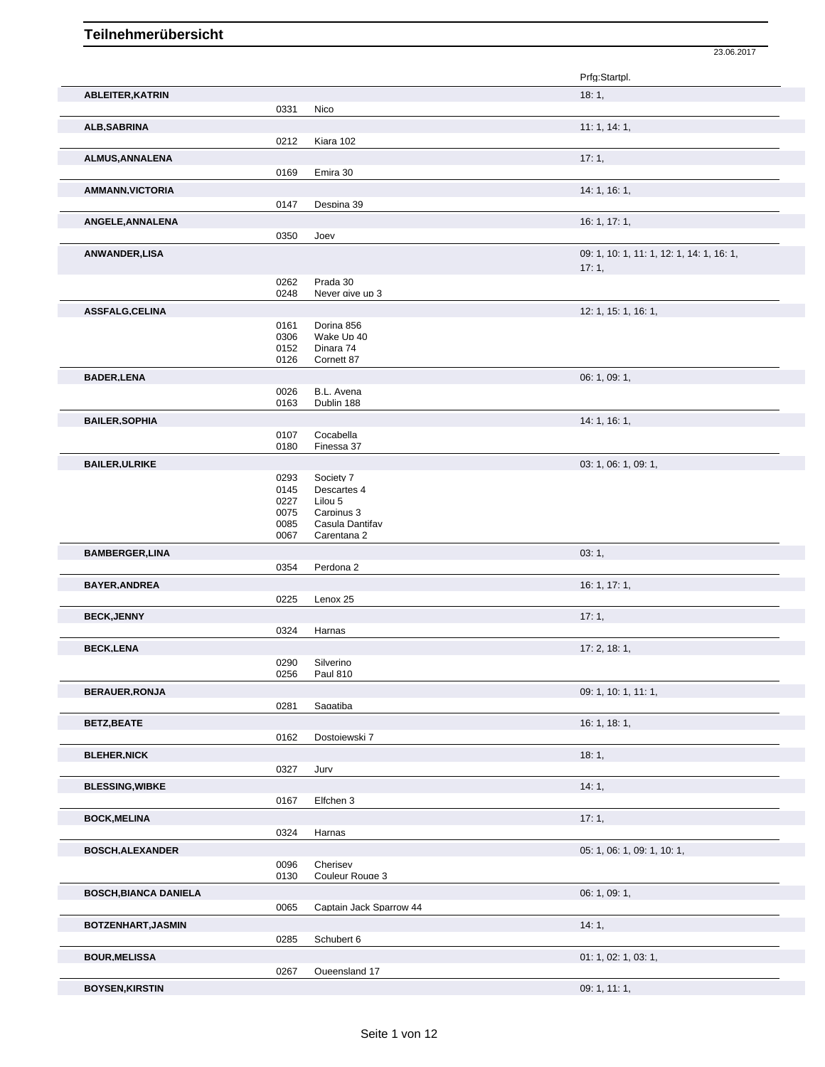# Teilnehmerübersicht

23.06.2017

| | | | Prfg:Startpl. |
|---|---|---|---|
| **ABLEITER,KATRIN** | | | 18: 1, |
| | 0331 | Nico | |
| **ALB,SABRINA** | | | 11: 1, 14: 1, |
| | 0212 | Kiara 102 | |
| **ALMUS,ANNALENA** | | | 17: 1, |
| | 0169 | Emira 30 | |
| **AMMANN,VICTORIA** | | | 14: 1, 16: 1, |
| | 0147 | Despina 39 | |
| **ANGELE,ANNALENA** | | | 16: 1, 17: 1, |
| | 0350 | Joey | |
| **ANWANDER,LISA** | | | 09: 1, 10: 1, 11: 1, 12: 1, 14: 1, 16: 1, 17: 1, |
| | 0262 | Prada 30 | |
| | 0248 | Never give up 3 | |
| **ASSFALG,CELINA** | | | 12: 1, 15: 1, 16: 1, |
| | 0161 | Dorina 856 | |
| | 0306 | Wake Up 40 | |
| | 0152 | Dinara 74 | |
| | 0126 | Cornett 87 | |
| **BADER,LENA** | | | 06: 1, 09: 1, |
| | 0026 | B.L. Avena | |
| | 0163 | Dublin 188 | |
| **BAILER,SOPHIA** | | | 14: 1, 16: 1, |
| | 0107 | Cocabella | |
| | 0180 | Finessa 37 | |
| **BAILER,ULRIKE** | | | 03: 1, 06: 1, 09: 1, |
| | 0293 | Society 7 | |
| | 0145 | Descartes 4 | |
| | 0227 | Lilou 5 | |
| | 0075 | Carpinus 3 | |
| | 0085 | Casula Dantifay | |
| | 0067 | Carentana 2 | |
| **BAMBERGER,LINA** | | | 03: 1, |
| | 0354 | Perdona 2 | |
| **BAYER,ANDREA** | | | 16: 1, 17: 1, |
| | 0225 | Lenox 25 | |
| **BECK,JENNY** | | | 17: 1, |
| | 0324 | Harnas | |
| **BECK,LENA** | | | 17: 2, 18: 1, |
| | 0290 | Silverino | |
| | 0256 | Paul 810 | |
| **BERAUER,RONJA** | | | 09: 1, 10: 1, 11: 1, |
| | 0281 | Sagatiba | |
| **BETZ,BEATE** | | | 16: 1, 18: 1, |
| | 0162 | Dostojewski 7 | |
| **BLEHER,NICK** | | | 18: 1, |
| | 0327 | Jury | |
| **BLESSING,WIBKE** | | | 14: 1, |
| | 0167 | Elfchen 3 | |
| **BOCK,MELINA** | | | 17: 1, |
| | 0324 | Harnas | |
| **BOSCH,ALEXANDER** | | | 05: 1, 06: 1, 09: 1, 10: 1, |
| | 0096 | Cherisey | |
| | 0130 | Couleur Rouge 3 | |
| **BOSCH,BIANCA DANIELA** | | | 06: 1, 09: 1, |
| | 0065 | Captain Jack Sparrow 44 | |
| **BOTZENHART,JASMIN** | | | 14: 1, |
| | 0285 | Schubert 6 | |
| **BOUR,MELISSA** | | | 01: 1, 02: 1, 03: 1, |
| | 0267 | Queensland 17 | |
| **BOYSEN,KIRSTIN** | | | 09: 1, 11: 1, |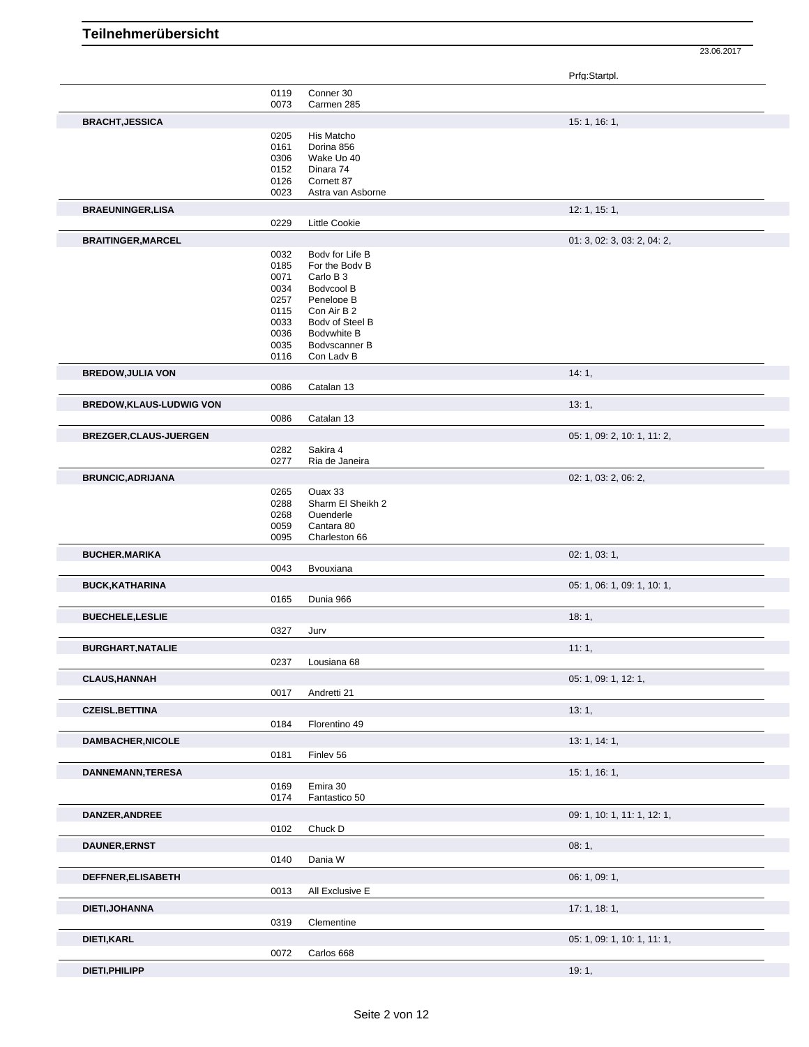# Teilnehmerübersicht

23.06.2017

| | | | Prfg:Startpl. |
|---|---|---|---|
| | 0119 | Conner 30 | |
| | 0073 | Carmen 285 | |
| **BRACHT,JESSICA** | | | 15: 1, 16: 1, |
| | 0205 | His Matcho | |
| | 0161 | Dorina 856 | |
| | 0306 | Wake Up 40 | |
| | 0152 | Dinara 74 | |
| | 0126 | Cornett 87 | |
| | 0023 | Astra van Asborne | |
| **BRAEUNINGER,LISA** | | | 12: 1, 15: 1, |
| | 0229 | Little Cookie | |
| **BRAITINGER,MARCEL** | | | 01: 3, 02: 3, 03: 2, 04: 2, |
| | 0032 | Body for Life B | |
| | 0185 | For the Body B | |
| | 0071 | Carlo B 3 | |
| | 0034 | Bodycool B | |
| | 0257 | Penelope B | |
| | 0115 | Con Air B 2 | |
| | 0033 | Body of Steel B | |
| | 0036 | Bodywhite B | |
| | 0035 | Bodyscanner B | |
| | 0116 | Con Lady B | |
| **BREDOW,JULIA VON** | | | 14: 1, |
| | 0086 | Catalan 13 | |
| **BREDOW,KLAUS-LUDWIG VON** | | | 13: 1, |
| | 0086 | Catalan 13 | |
| **BREZGER,CLAUS-JUERGEN** | | | 05: 1, 09: 2, 10: 1, 11: 2, |
| | 0282 | Sakira 4 | |
| | 0277 | Ria de Janeira | |
| **BRUNCIC,ADRIJANA** | | | 02: 1, 03: 2, 06: 2, |
| | 0265 | Quax 33 | |
| | 0288 | Sharm El Sheikh 2 | |
| | 0268 | Quenderle | |
| | 0059 | Cantara 80 | |
| | 0095 | Charleston 66 | |
| **BUCHER,MARIKA** | | | 02: 1, 03: 1, |
| | 0043 | Byouxiana | |
| **BUCK,KATHARINA** | | | 05: 1, 06: 1, 09: 1, 10: 1, |
| | 0165 | Dunia 966 | |
| **BUECHELE,LESLIE** | | | 18: 1, |
| | 0327 | Jury | |
| **BURGHART,NATALIE** | | | 11: 1, |
| | 0237 | Lousiana 68 | |
| **CLAUS,HANNAH** | | | 05: 1, 09: 1, 12: 1, |
| | 0017 | Andretti 21 | |
| **CZEISL,BETTINA** | | | 13: 1, |
| | 0184 | Florentino 49 | |
| **DAMBACHER,NICOLE** | | | 13: 1, 14: 1, |
| | 0181 | Finley 56 | |
| **DANNEMANN,TERESA** | | | 15: 1, 16: 1, |
| | 0169 | Emira 30 | |
| | 0174 | Fantastico 50 | |
| **DANZER,ANDREE** | | | 09: 1, 10: 1, 11: 1, 12: 1, |
| | 0102 | Chuck D | |
| **DAUNER,ERNST** | | | 08: 1, |
| | 0140 | Dania W | |
| **DEFFNER,ELISABETH** | | | 06: 1, 09: 1, |
| | 0013 | All Exclusive E | |
| **DIETL,JOHANNA** | | | 17: 1, 18: 1, |
| | 0319 | Clementine | |
| **DIETL,KARL** | | | 05: 1, 09: 1, 10: 1, 11: 1, |
| | 0072 | Carlos 668 | |
| **DIETL,PHILIPP** | | | 19: 1, |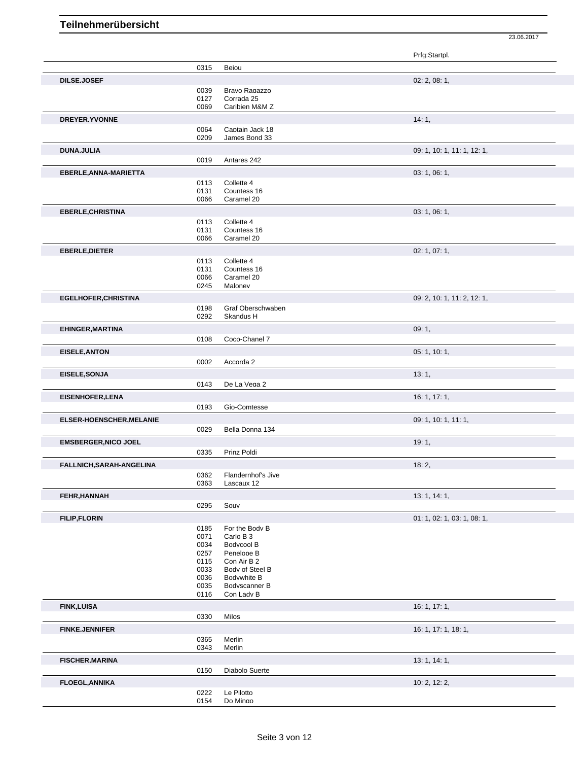# Teilnehmerübersicht

23.06.2017

| | | | Prfg:Startpl. |
|---|---|---|---|
| | 0315 | Beiou | |
| **DILSE,JOSEF** | | | 02: 2, 08: 1, |
| | 0039 | Bravo Ragazzo | |
| | 0127 | Corrada 25 | |
| | 0069 | Caribien M&M Z | |
| **DREYER,YVONNE** | | | 14: 1, |
| | 0064 | Captain Jack 18 | |
| | 0209 | James Bond 33 | |
| **DUNA,JULIA** | | | 09: 1, 10: 1, 11: 1, 12: 1, |
| | 0019 | Antares 242 | |
| **EBERLE,ANNA-MARIETTA** | | | 03: 1, 06: 1, |
| | 0113 | Collette 4 | |
| | 0131 | Countess 16 | |
| | 0066 | Caramel 20 | |
| **EBERLE,CHRISTINA** | | | 03: 1, 06: 1, |
| | 0113 | Collette 4 | |
| | 0131 | Countess 16 | |
| | 0066 | Caramel 20 | |
| **EBERLE,DIETER** | | | 02: 1, 07: 1, |
| | 0113 | Collette 4 | |
| | 0131 | Countess 16 | |
| | 0066 | Caramel 20 | |
| | 0245 | Malonev | |
| **EGELHOFER,CHRISTINA** | | | 09: 2, 10: 1, 11: 2, 12: 1, |
| | 0198 | Graf Oberschwaben | |
| | 0292 | Skandus H | |
| **EHINGER,MARTINA** | | | 09: 1, |
| | 0108 | Coco-Chanel 7 | |
| **EISELE,ANTON** | | | 05: 1, 10: 1, |
| | 0002 | Accorda 2 | |
| **EISELE,SONJA** | | | 13: 1, |
| | 0143 | De La Vega 2 | |
| **EISENHOFER,LENA** | | | 16: 1, 17: 1, |
| | 0193 | Gio-Comtesse | |
| **ELSER-HOENSCHER,MELANIE** | | | 09: 1, 10: 1, 11: 1, |
| | 0029 | Bella Donna 134 | |
| **EMSBERGER,NICO JOEL** | | | 19: 1, |
| | 0335 | Prinz Poldi | |
| **FALLNICH,SARAH-ANGELINA** | | | 18: 2, |
| | 0362 | Flandernhof's Jive | |
| | 0363 | Lascaux 12 | |
| **FEHR,HANNAH** | | | 13: 1, 14: 1, |
| | 0295 | Souv | |
| **FILIP,FLORIN** | | | 01: 1, 02: 1, 03: 1, 08: 1, |
| | 0185 | For the Body B | |
| | 0071 | Carlo B 3 | |
| | 0034 | Bodycool B | |
| | 0257 | Penelope B | |
| | 0115 | Con Air B 2 | |
| | 0033 | Body of Steel B | |
| | 0036 | Bodywhite B | |
| | 0035 | Bodyscanner B | |
| | 0116 | Con Lady B | |
| **FINK,LUISA** | | | 16: 1, 17: 1, |
| | 0330 | Milos | |
| **FINKE,JENNIFER** | | | 16: 1, 17: 1, 18: 1, |
| | 0365 | Merlin | |
| | 0343 | Merlin | |
| **FISCHER,MARINA** | | | 13: 1, 14: 1, |
| | 0150 | Diabolo Suerte | |
| **FLOEGL,ANNIKA** | | | 10: 2, 12: 2, |
| | 0222 | Le Pilotto | |
| | 0154 | Do Mingo | |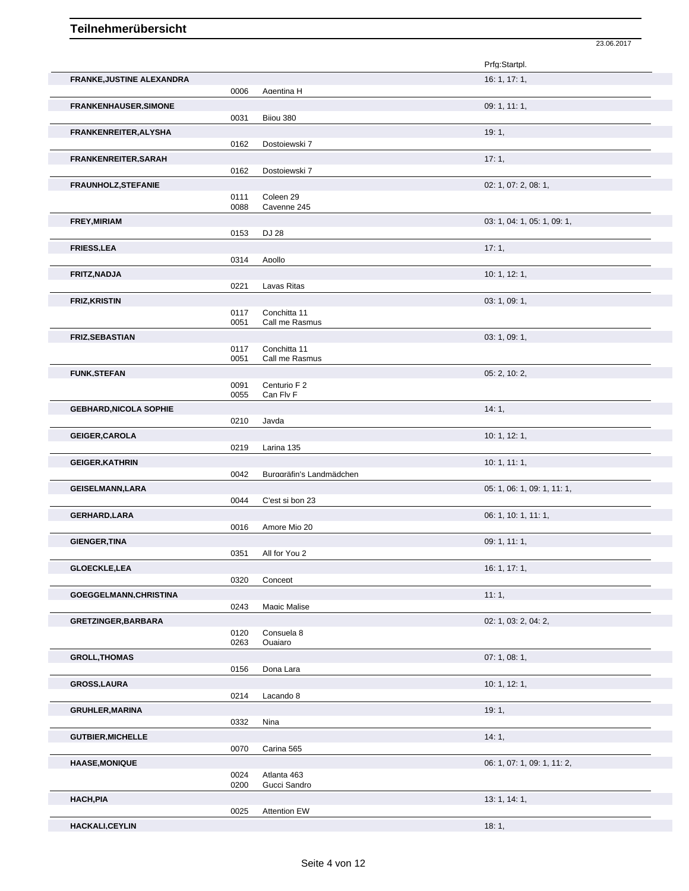# Teilnehmerübersicht

23.06.2017

| | | | Prfg:Startpl. |
|---|---|---|---|
| **FRANKE,JUSTINE ALEXANDRA** | | | 16: 1, 17: 1, |
| | 0006 | Agentina H | |
| **FRANKENHAUSER,SIMONE** | | | 09: 1, 11: 1, |
| | 0031 | Bijou 380 | |
| **FRANKENREITER,ALYSHA** | | | 19: 1, |
| | 0162 | Dostojewski 7 | |
| **FRANKENREITER,SARAH** | | | 17: 1, |
| | 0162 | Dostojewski 7 | |
| **FRAUNHOLZ,STEFANIE** | | | 02: 1, 07: 2, 08: 1, |
| | 0111 | Coleen 29 | |
| | 0088 | Cayenne 245 | |
| **FREY,MIRIAM** | | | 03: 1, 04: 1, 05: 1, 09: 1, |
| | 0153 | DJ 28 | |
| **FRIESS,LEA** | | | 17: 1, |
| | 0314 | Apollo | |
| **FRITZ,NADJA** | | | 10: 1, 12: 1, |
| | 0221 | Lavas Ritas | |
| **FRIZ,KRISTIN** | | | 03: 1, 09: 1, |
| | 0117 | Conchitta 11 | |
| | 0051 | Call me Rasmus | |
| **FRIZ,SEBASTIAN** | | | 03: 1, 09: 1, |
| | 0117 | Conchitta 11 | |
| | 0051 | Call me Rasmus | |
| **FUNK,STEFAN** | | | 05: 2, 10: 2, |
| | 0091 | Centurio F 2 | |
| | 0055 | Can Fly F | |
| **GEBHARD,NICOLA SOPHIE** | | | 14: 1, |
| | 0210 | Jayda | |
| **GEIGER,CAROLA** | | | 10: 1, 12: 1, |
| | 0219 | Larina 135 | |
| **GEIGER,KATHRIN** | | | 10: 1, 11: 1, |
| | 0042 | Burggräfin's Landmädchen | |
| **GEISELMANN,LARA** | | | 05: 1, 06: 1, 09: 1, 11: 1, |
| | 0044 | C'est si bon 23 | |
| **GERHARD,LARA** | | | 06: 1, 10: 1, 11: 1, |
| | 0016 | Amore Mio 20 | |
| **GIENGER,TINA** | | | 09: 1, 11: 1, |
| | 0351 | All for You 2 | |
| **GLOECKLE,LEA** | | | 16: 1, 17: 1, |
| | 0320 | Concept | |
| **GOEGGELMANN,CHRISTINA** | | | 11: 1, |
| | 0243 | Magic Malise | |
| **GRETZINGER,BARBARA** | | | 02: 1, 03: 2, 04: 2, |
| | 0120 | Consuela 8 | |
| | 0263 | Quajaro | |
| **GROLL,THOMAS** | | | 07: 1, 08: 1, |
| | 0156 | Dona Lara | |
| **GROSS,LAURA** | | | 10: 1, 12: 1, |
| | 0214 | Lacando 8 | |
| **GRUHLER,MARINA** | | | 19: 1, |
| | 0332 | Nina | |
| **GUTBIER,MICHELLE** | | | 14: 1, |
| | 0070 | Carina 565 | |
| **HAASE,MONIQUE** | | | 06: 1, 07: 1, 09: 1, 11: 2, |
| | 0024 | Atlanta 463 | |
| | 0200 | Gucci Sandro | |
| **HACH,PIA** | | | 13: 1, 14: 1, |
| | 0025 | Attention EW | |
| **HACKALI,CEYLIN** | | | 18: 1, |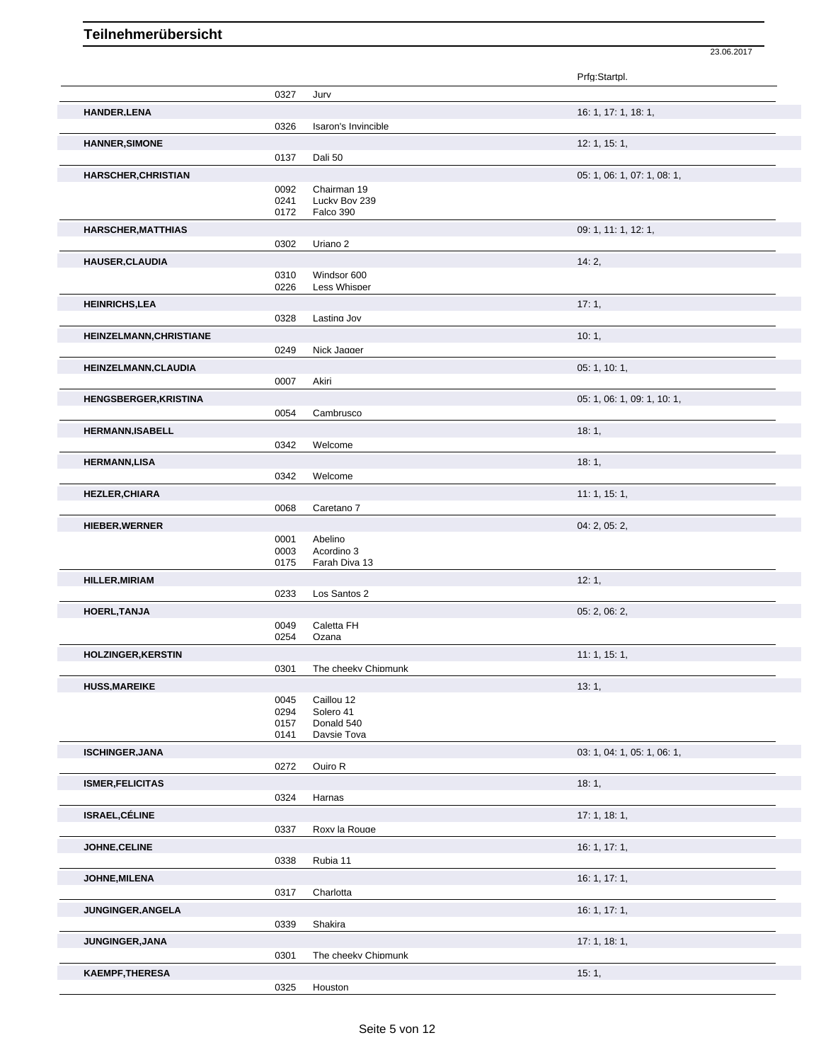# Teilnehmerübersicht

23.06.2017

| | | | Prfg:Startpl. |
|---|---|---|---|
| | 0327 | Jury | |
| **HANDER,LENA** | | | 16: 1, 17: 1, 18: 1, |
| | 0326 | Isaron's Invincible | |
| **HANNER,SIMONE** | | | 12: 1, 15: 1, |
| | 0137 | Dali 50 | |
| **HARSCHER,CHRISTIAN** | | | 05: 1, 06: 1, 07: 1, 08: 1, |
| | 0092 | Chairman 19 | |
| | 0241 | Lucky Boy 239 | |
| | 0172 | Falco 390 | |
| **HARSCHER,MATTHIAS** | | | 09: 1, 11: 1, 12: 1, |
| | 0302 | Uriano 2 | |
| **HAUSER,CLAUDIA** | | | 14: 2, |
| | 0310 | Windsor 600 | |
| | 0226 | Less Whisper | |
| **HEINRICHS,LEA** | | | 17: 1, |
| | 0328 | Lasting Joy | |
| **HEINZELMANN,CHRISTIANE** | | | 10: 1, |
| | 0249 | Nick Jagger | |
| **HEINZELMANN,CLAUDIA** | | | 05: 1, 10: 1, |
| | 0007 | Akiri | |
| **HENGSBERGER,KRISTINA** | | | 05: 1, 06: 1, 09: 1, 10: 1, |
| | 0054 | Cambrusco | |
| **HERMANN,ISABELL** | | | 18: 1, |
| | 0342 | Welcome | |
| **HERMANN,LISA** | | | 18: 1, |
| | 0342 | Welcome | |
| **HEZLER,CHIARA** | | | 11: 1, 15: 1, |
| | 0068 | Caretano 7 | |
| **HIEBER,WERNER** | | | 04: 2, 05: 2, |
| | 0001 | Abelino | |
| | 0003 | Acordino 3 | |
| | 0175 | Farah Diva 13 | |
| **HILLER,MIRIAM** | | | 12: 1, |
| | 0233 | Los Santos 2 | |
| **HOERL,TANJA** | | | 05: 2, 06: 2, |
| | 0049 | Caletta FH | |
| | 0254 | Ozana | |
| **HOLZINGER,KERSTIN** | | | 11: 1, 15: 1, |
| | 0301 | The cheeky Chipmunk | |
| **HUSS,MAREIKE** | | | 13: 1, |
| | 0045 | Caillou 12 | |
| | 0294 | Solero 41 | |
| | 0157 | Donald 540 | |
| | 0141 | Daysie Toya | |
| **ISCHINGER,JANA** | | | 03: 1, 04: 1, 05: 1, 06: 1, |
| | 0272 | Quiro R | |
| **ISMER,FELICITAS** | | | 18: 1, |
| | 0324 | Harnas | |
| **ISRAEL,CÉLINE** | | | 17: 1, 18: 1, |
| | 0337 | Roxy la Rouge | |
| **JOHNE,CELINE** | | | 16: 1, 17: 1, |
| | 0338 | Rubia 11 | |
| **JOHNE,MILENA** | | | 16: 1, 17: 1, |
| | 0317 | Charlotta | |
| **JUNGINGER,ANGELA** | | | 16: 1, 17: 1, |
| | 0339 | Shakira | |
| **JUNGINGER,JANA** | | | 17: 1, 18: 1, |
| | 0301 | The cheeky Chipmunk | |
| **KAEMPF,THERESA** | | | 15: 1, |
| | 0325 | Houston | |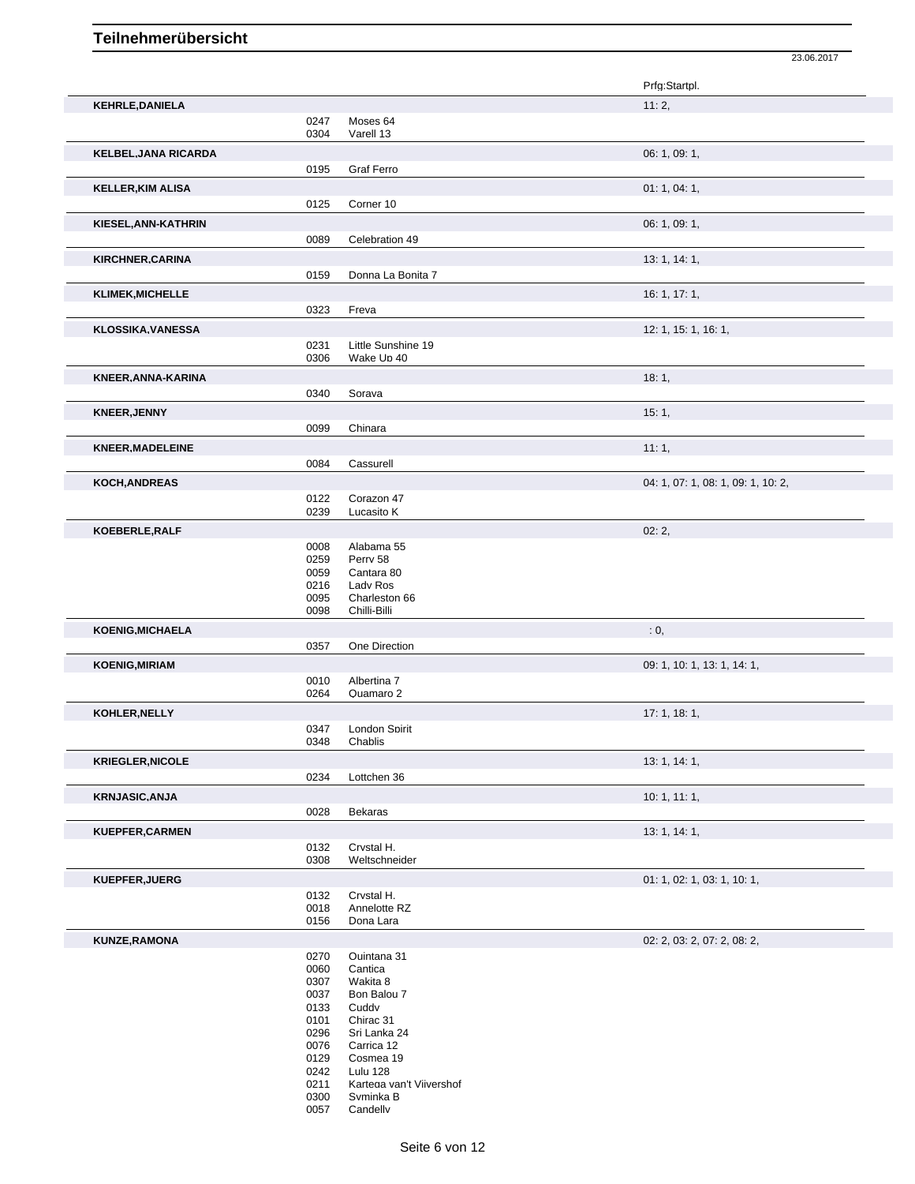# Teilnehmerübersicht

23.06.2017

| | | | Prfg:Startpl. |
|---|---|---|---|
| **KEHRLE,DANIELA** | | | 11: 2, |
| | 0247 | Moses 64 | |
| | 0304 | Varell 13 | |
| **KELBEL,JANA RICARDA** | | | 06: 1, 09: 1, |
| | 0195 | Graf Ferro | |
| **KELLER,KIM ALISA** | | | 01: 1, 04: 1, |
| | 0125 | Corner 10 | |
| **KIESEL,ANN-KATHRIN** | | | 06: 1, 09: 1, |
| | 0089 | Celebration 49 | |
| **KIRCHNER,CARINA** | | | 13: 1, 14: 1, |
| | 0159 | Donna La Bonita 7 | |
| **KLIMEK,MICHELLE** | | | 16: 1, 17: 1, |
| | 0323 | Freya | |
| **KLOSSIKA,VANESSA** | | | 12: 1, 15: 1, 16: 1, |
| | 0231 | Little Sunshine 19 | |
| | 0306 | Wake Up 40 | |
| **KNEER,ANNA-KARINA** | | | 18: 1, |
| | 0340 | Sorava | |
| **KNEER,JENNY** | | | 15: 1, |
| | 0099 | Chinara | |
| **KNEER,MADELEINE** | | | 11: 1, |
| | 0084 | Cassurell | |
| **KOCH,ANDREAS** | | | 04: 1, 07: 1, 08: 1, 09: 1, 10: 2, |
| | 0122 | Corazon 47 | |
| | 0239 | Lucasito K | |
| **KOEBERLE,RALF** | | | 02: 2, |
| | 0008 | Alabama 55 | |
| | 0259 | Perry 58 | |
| | 0059 | Cantara 80 | |
| | 0216 | Lady Ros | |
| | 0095 | Charleston 66 | |
| | 0098 | Chilli-Billi | |
| **KOENIG,MICHAELA** | | | : 0, |
| | 0357 | One Direction | |
| **KOENIG,MIRIAM** | | | 09: 1, 10: 1, 13: 1, 14: 1, |
| | 0010 | Albertina 7 | |
| | 0264 | Quamaro 2 | |
| **KOHLER,NELLY** | | | 17: 1, 18: 1, |
| | 0347 | London Spirit | |
| | 0348 | Chablis | |
| **KRIEGLER,NICOLE** | | | 13: 1, 14: 1, |
| | 0234 | Lottchen 36 | |
| **KRNJASIC,ANJA** | | | 10: 1, 11: 1, |
| | 0028 | Bekaras | |
| **KUEPFER,CARMEN** | | | 13: 1, 14: 1, |
| | 0132 | Crystal H. | |
| | 0308 | Weltschneider | |
| **KUEPFER,JUERG** | | | 01: 1, 02: 1, 03: 1, 10: 1, |
| | 0132 | Crystal H. | |
| | 0018 | Annelotte RZ | |
| | 0156 | Dona Lara | |
| **KUNZE,RAMONA** | | | 02: 2, 03: 2, 07: 2, 08: 2, |
| | 0270 | Quintana 31 | |
| | 0060 | Cantica | |
| | 0307 | Wakita 8 | |
| | 0037 | Bon Balou 7 | |
| | 0133 | Cuddy | |
| | 0101 | Chirac 31 | |
| | 0296 | Sri Lanka 24 | |
| | 0076 | Carrica 12 | |
| | 0129 | Cosmea 19 | |
| | 0242 | Lulu 128 | |
| | 0211 | Kartega van't Vijvershof | |
| | 0300 | Syminka B | |
| | 0057 | Candelly | |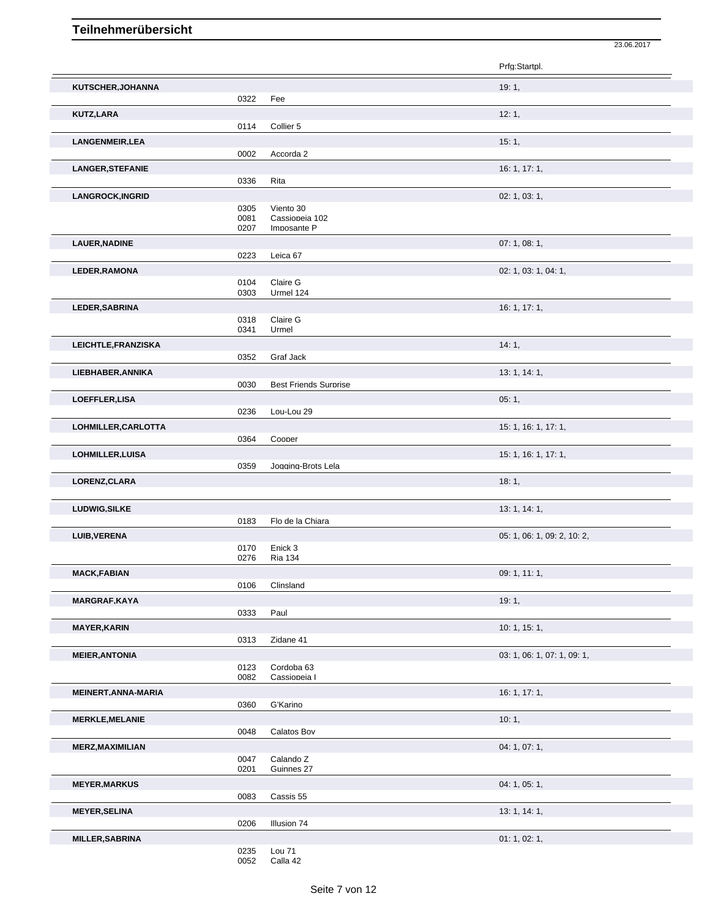# Teilnehmerübersicht

23.06.2017

| Name | Nr. | Pferd | Prfg:Startpl. |
|---|---|---|---|
| **KUTSCHER,JOHANNA** | | | 19: 1, |
| | 0322 | Fee | |
| **KUTZ,LARA** | | | 12: 1, |
| | 0114 | Collier 5 | |
| **LANGENMEIR,LEA** | | | 15: 1, |
| | 0002 | Accorda 2 | |
| **LANGER,STEFANIE** | | | 16: 1, 17: 1, |
| | 0336 | Rita | |
| **LANGROCK,INGRID** | | | 02: 1, 03: 1, |
| | 0305 | Viento 30 | |
| | 0081 | Cassiopeia 102 | |
| | 0207 | Imposante P | |
| **LAUER,NADINE** | | | 07: 1, 08: 1, |
| | 0223 | Leica 67 | |
| **LEDER,RAMONA** | | | 02: 1, 03: 1, 04: 1, |
| | 0104 | Claire G | |
| | 0303 | Urmel 124 | |
| **LEDER,SABRINA** | | | 16: 1, 17: 1, |
| | 0318 | Claire G | |
| | 0341 | Urmel | |
| **LEICHTLE,FRANZISKA** | | | 14: 1, |
| | 0352 | Graf Jack | |
| **LIEBHABER,ANNIKA** | | | 13: 1, 14: 1, |
| | 0030 | Best Friends Surprise | |
| **LOEFFLER,LISA** | | | 05: 1, |
| | 0236 | Lou-Lou 29 | |
| **LOHMILLER,CARLOTTA** | | | 15: 1, 16: 1, 17: 1, |
| | 0364 | Cooper | |
| **LOHMILLER,LUISA** | | | 15: 1, 16: 1, 17: 1, |
| | 0359 | Jogging-Brots Lela | |
| **LORENZ,CLARA** | | | 18: 1, |
| **LUDWIG,SILKE** | | | 13: 1, 14: 1, |
| | 0183 | Flo de la Chiara | |
| **LUIB,VERENA** | | | 05: 1, 06: 1, 09: 2, 10: 2, |
| | 0170 | Enick 3 | |
| | 0276 | Ria 134 | |
| **MACK,FABIAN** | | | 09: 1, 11: 1, |
| | 0106 | Clinsland | |
| **MARGRAF,KAYA** | | | 19: 1, |
| | 0333 | Paul | |
| **MAYER,KARIN** | | | 10: 1, 15: 1, |
| | 0313 | Zidane 41 | |
| **MEIER,ANTONIA** | | | 03: 1, 06: 1, 07: 1, 09: 1, |
| | 0123 | Cordoba 63 | |
| | 0082 | Cassiopeia I | |
| **MEINERT,ANNA-MARIA** | | | 16: 1, 17: 1, |
| | 0360 | G'Karino | |
| **MERKLE,MELANIE** | | | 10: 1, |
| | 0048 | Calatos Boy | |
| **MERZ,MAXIMILIAN** | | | 04: 1, 07: 1, |
| | 0047 | Calando Z | |
| | 0201 | Guinnes 27 | |
| **MEYER,MARKUS** | | | 04: 1, 05: 1, |
| | 0083 | Cassis 55 | |
| **MEYER,SELINA** | | | 13: 1, 14: 1, |
| | 0206 | Illusion 74 | |
| **MILLER,SABRINA** | | | 01: 1, 02: 1, |
| | 0235 | Lou 71 | |
| | 0052 | Calla 42 | |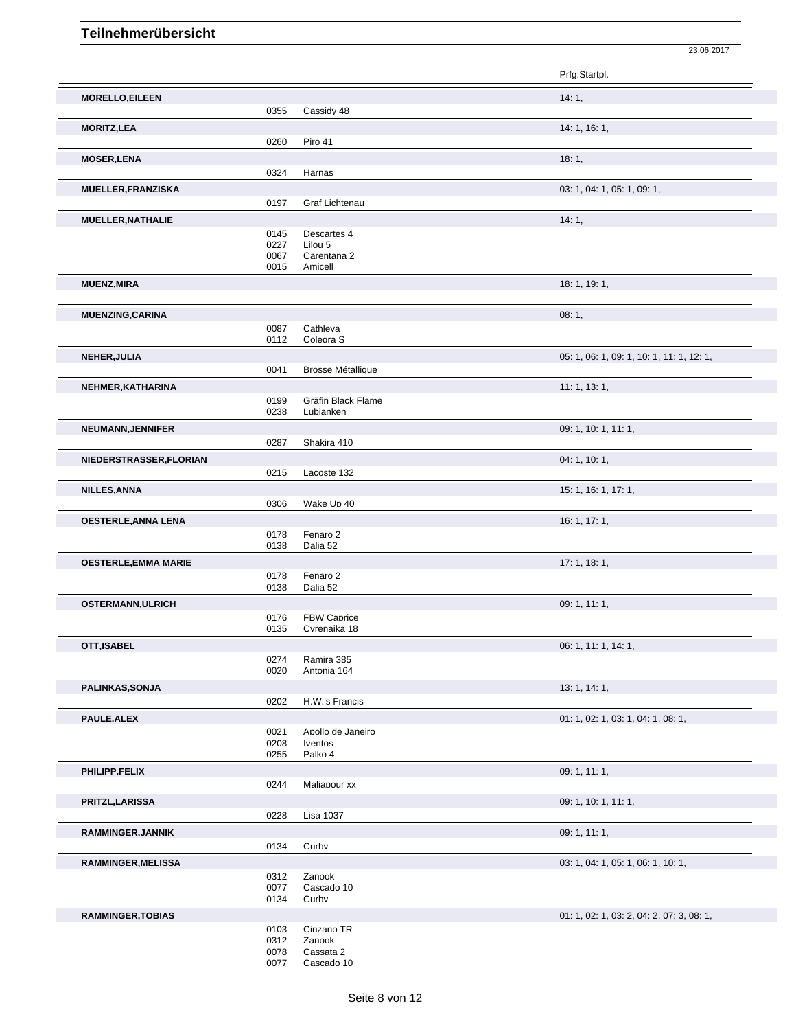# Teilnehmerübersicht

23.06.2017

| | | | Prfg:Startpl. |
|---|---|---|---|
| **MORELLO,EILEEN** | | | 14: 1, |
| | 0355 | Cassidy 48 | |
| **MORITZ,LEA** | | | 14: 1, 16: 1, |
| | 0260 | Piro 41 | |
| **MOSER,LENA** | | | 18: 1, |
| | 0324 | Harnas | |
| **MUELLER,FRANZISKA** | | | 03: 1, 04: 1, 05: 1, 09: 1, |
| | 0197 | Graf Lichtenau | |
| **MUELLER,NATHALIE** | | | 14: 1, |
| | 0145 | Descartes 4 | |
| | 0227 | Lilou 5 | |
| | 0067 | Carentana 2 | |
| | 0015 | Amicell | |
| **MUENZ,MIRA** | | | 18: 1, 19: 1, |
| **MUENZING,CARINA** | | | 08: 1, |
| | 0087 | Cathleva | |
| | 0112 | Colegra S | |
| **NEHER,JULIA** | | | 05: 1, 06: 1, 09: 1, 10: 1, 11: 1, 12: 1, |
| | 0041 | Brosse Métallique | |
| **NEHMER,KATHARINA** | | | 11: 1, 13: 1, |
| | 0199 | Gräfin Black Flame | |
| | 0238 | Lubianken | |
| **NEUMANN,JENNIFER** | | | 09: 1, 10: 1, 11: 1, |
| | 0287 | Shakira 410 | |
| **NIEDERSTRASSER,FLORIAN** | | | 04: 1, 10: 1, |
| | 0215 | Lacoste 132 | |
| **NILLES,ANNA** | | | 15: 1, 16: 1, 17: 1, |
| | 0306 | Wake Up 40 | |
| **OESTERLE,ANNA LENA** | | | 16: 1, 17: 1, |
| | 0178 | Fenaro 2 | |
| | 0138 | Dalia 52 | |
| **OESTERLE,EMMA MARIE** | | | 17: 1, 18: 1, |
| | 0178 | Fenaro 2 | |
| | 0138 | Dalia 52 | |
| **OSTERMANN,ULRICH** | | | 09: 1, 11: 1, |
| | 0176 | FBW Caprice | |
| | 0135 | Cyrenaika 18 | |
| **OTT,ISABEL** | | | 06: 1, 11: 1, 14: 1, |
| | 0274 | Ramira 385 | |
| | 0020 | Antonia 164 | |
| **PALINKAS,SONJA** | | | 13: 1, 14: 1, |
| | 0202 | H.W.'s Francis | |
| **PAULE,ALEX** | | | 01: 1, 02: 1, 03: 1, 04: 1, 08: 1, |
| | 0021 | Apollo de Janeiro | |
| | 0208 | Iventos | |
| | 0255 | Palko 4 | |
| **PHILIPP,FELIX** | | | 09: 1, 11: 1, |
| | 0244 | Maliapour xx | |
| **PRITZL,LARISSA** | | | 09: 1, 10: 1, 11: 1, |
| | 0228 | Lisa 1037 | |
| **RAMMINGER,JANNIK** | | | 09: 1, 11: 1, |
| | 0134 | Curby | |
| **RAMMINGER,MELISSA** | | | 03: 1, 04: 1, 05: 1, 06: 1, 10: 1, |
| | 0312 | Zanook | |
| | 0077 | Cascado 10 | |
| | 0134 | Curby | |
| **RAMMINGER,TOBIAS** | | | 01: 1, 02: 1, 03: 2, 04: 2, 07: 3, 08: 1, |
| | 0103 | Cinzano TR | |
| | 0312 | Zanook | |
| | 0078 | Cassata 2 | |
| | 0077 | Cascado 10 | |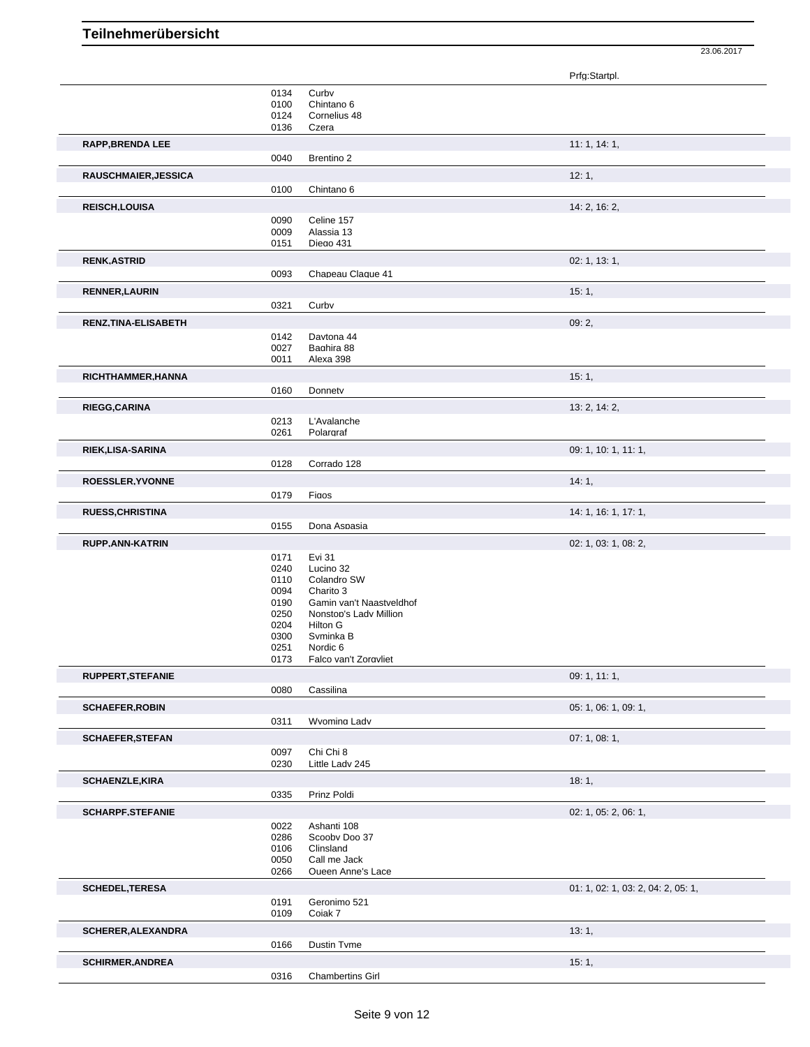# Teilnehmerübersicht

23.06.2017

| | | | Prfg:Startpl. |
|---|---|---|---|
| | 0134 | Curby | |
| | 0100 | Chintano 6 | |
| | 0124 | Cornelius 48 | |
| | 0136 | Czera | |
| **RAPP,BRENDA LEE** | | | 11: 1, 14: 1, |
| | 0040 | Brentino 2 | |
| **RAUSCHMAIER,JESSICA** | | | 12: 1, |
| | 0100 | Chintano 6 | |
| **REISCH,LOUISA** | | | 14: 2, 16: 2, |
| | 0090 | Celine 157 | |
| | 0009 | Alassia 13 | |
| | 0151 | Diego 431 | |
| **RENK,ASTRID** | | | 02: 1, 13: 1, |
| | 0093 | Chapeau Claque 41 | |
| **RENNER,LAURIN** | | | 15: 1, |
| | 0321 | Curby | |
| **RENZ,TINA-ELISABETH** | | | 09: 2, |
| | 0142 | Daytona 44 | |
| | 0027 | Baghira 88 | |
| | 0011 | Alexa 398 | |
| **RICHTHAMMER,HANNA** | | | 15: 1, |
| | 0160 | Donnety | |
| **RIEGG,CARINA** | | | 13: 2, 14: 2, |
| | 0213 | L'Avalanche | |
| | 0261 | Polargraf | |
| **RIEK,LISA-SARINA** | | | 09: 1, 10: 1, 11: 1, |
| | 0128 | Corrado 128 | |
| **ROESSLER,YVONNE** | | | 14: 1, |
| | 0179 | Figos | |
| **RUESS,CHRISTINA** | | | 14: 1, 16: 1, 17: 1, |
| | 0155 | Dona Aspasia | |
| **RUPP,ANN-KATRIN** | | | 02: 1, 03: 1, 08: 2, |
| | 0171 | Evi 31 | |
| | 0240 | Lucino 32 | |
| | 0110 | Colandro SW | |
| | 0094 | Charito 3 | |
| | 0190 | Gamin van't Naastveldhof | |
| | 0250 | Nonstop's Lady Million | |
| | 0204 | Hilton G | |
| | 0300 | Syminka B | |
| | 0251 | Nordic 6 | |
| | 0173 | Falco van't Zorgvliet | |
| **RUPPERT,STEFANIE** | | | 09: 1, 11: 1, |
| | 0080 | Cassilina | |
| **SCHAEFER,ROBIN** | | | 05: 1, 06: 1, 09: 1, |
| | 0311 | Wyoming Lady | |
| **SCHAEFER,STEFAN** | | | 07: 1, 08: 1, |
| | 0097 | Chi Chi 8 | |
| | 0230 | Little Lady 245 | |
| **SCHAENZLE,KIRA** | | | 18: 1, |
| | 0335 | Prinz Poldi | |
| **SCHARPF,STEFANIE** | | | 02: 1, 05: 2, 06: 1, |
| | 0022 | Ashanti 108 | |
| | 0286 | Scooby Doo 37 | |
| | 0106 | Clinsland | |
| | 0050 | Call me Jack | |
| | 0266 | Queen Anne's Lace | |
| **SCHEDEL,TERESA** | | | 01: 1, 02: 1, 03: 2, 04: 2, 05: 1, |
| | 0191 | Geronimo 521 | |
| | 0109 | Cojak 7 | |
| **SCHERER,ALEXANDRA** | | | 13: 1, |
| | 0166 | Dustin Tyme | |
| **SCHIRMER,ANDREA** | | | 15: 1, |
| | 0316 | Chambertins Girl | |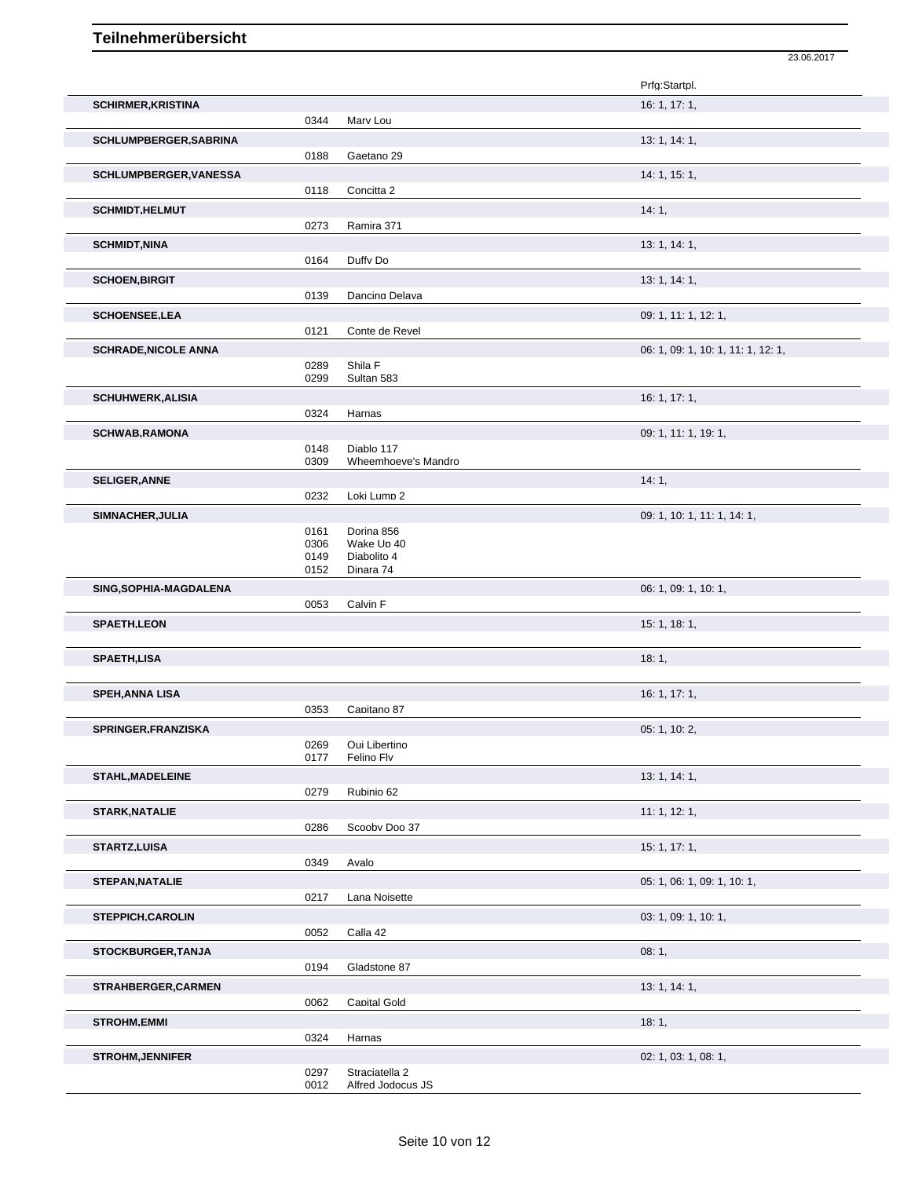# Teilnehmerübersicht

23.06.2017

| | | | Prfg:Startpl. |
|---|---|---|---|
| **SCHIRMER,KRISTINA** | | | 16: 1, 17: 1, |
| | 0344 | Mary Lou | |
| **SCHLUMPBERGER,SABRINA** | | | 13: 1, 14: 1, |
| | 0188 | Gaetano 29 | |
| **SCHLUMPBERGER,VANESSA** | | | 14: 1, 15: 1, |
| | 0118 | Concitta 2 | |
| **SCHMIDT,HELMUT** | | | 14: 1, |
| | 0273 | Ramira 371 | |
| **SCHMIDT,NINA** | | | 13: 1, 14: 1, |
| | 0164 | Duffy Do | |
| **SCHOEN,BIRGIT** | | | 13: 1, 14: 1, |
| | 0139 | Dancing Delaya | |
| **SCHOENSEE,LEA** | | | 09: 1, 11: 1, 12: 1, |
| | 0121 | Conte de Revel | |
| **SCHRADE,NICOLE ANNA** | | | 06: 1, 09: 1, 10: 1, 11: 1, 12: 1, |
| | 0289 | Shila F | |
| | 0299 | Sultan 583 | |
| **SCHUHWERK,ALISIA** | | | 16: 1, 17: 1, |
| | 0324 | Harnas | |
| **SCHWAB,RAMONA** | | | 09: 1, 11: 1, 19: 1, |
| | 0148 | Diablo 117 | |
| | 0309 | Wheemhoeve's Mandro | |
| **SELIGER,ANNE** | | | 14: 1, |
| | 0232 | Loki Lump 2 | |
| **SIMNACHER,JULIA** | | | 09: 1, 10: 1, 11: 1, 14: 1, |
| | 0161 | Dorina 856 | |
| | 0306 | Wake Up 40 | |
| | 0149 | Diabolito 4 | |
| | 0152 | Dinara 74 | |
| **SING,SOPHIA-MAGDALENA** | | | 06: 1, 09: 1, 10: 1, |
| | 0053 | Calvin F | |
| **SPAETH,LEON** | | | 15: 1, 18: 1, |
| **SPAETH,LISA** | | | 18: 1, |
| **SPEH,ANNA LISA** | | | 16: 1, 17: 1, |
| | 0353 | Capitano 87 | |
| **SPRINGER,FRANZISKA** | | | 05: 1, 10: 2, |
| | 0269 | Oui Libertino | |
| | 0177 | Felino Fly | |
| **STAHL,MADELEINE** | | | 13: 1, 14: 1, |
| | 0279 | Rubinio 62 | |
| **STARK,NATALIE** | | | 11: 1, 12: 1, |
| | 0286 | Scooby Doo 37 | |
| **STARTZ,LUISA** | | | 15: 1, 17: 1, |
| | 0349 | Avalo | |
| **STEPAN,NATALIE** | | | 05: 1, 06: 1, 09: 1, 10: 1, |
| | 0217 | Lana Noisette | |
| **STEPPICH,CAROLIN** | | | 03: 1, 09: 1, 10: 1, |
| | 0052 | Calla 42 | |
| **STOCKBURGER,TANJA** | | | 08: 1, |
| | 0194 | Gladstone 87 | |
| **STRAHBERGER,CARMEN** | | | 13: 1, 14: 1, |
| | 0062 | Capital Gold | |
| **STROHM,EMMI** | | | 18: 1, |
| | 0324 | Harnas | |
| **STROHM,JENNIFER** | | | 02: 1, 03: 1, 08: 1, |
| | 0297 | Straciatella 2 | |
| | 0012 | Alfred Jodocus JS | |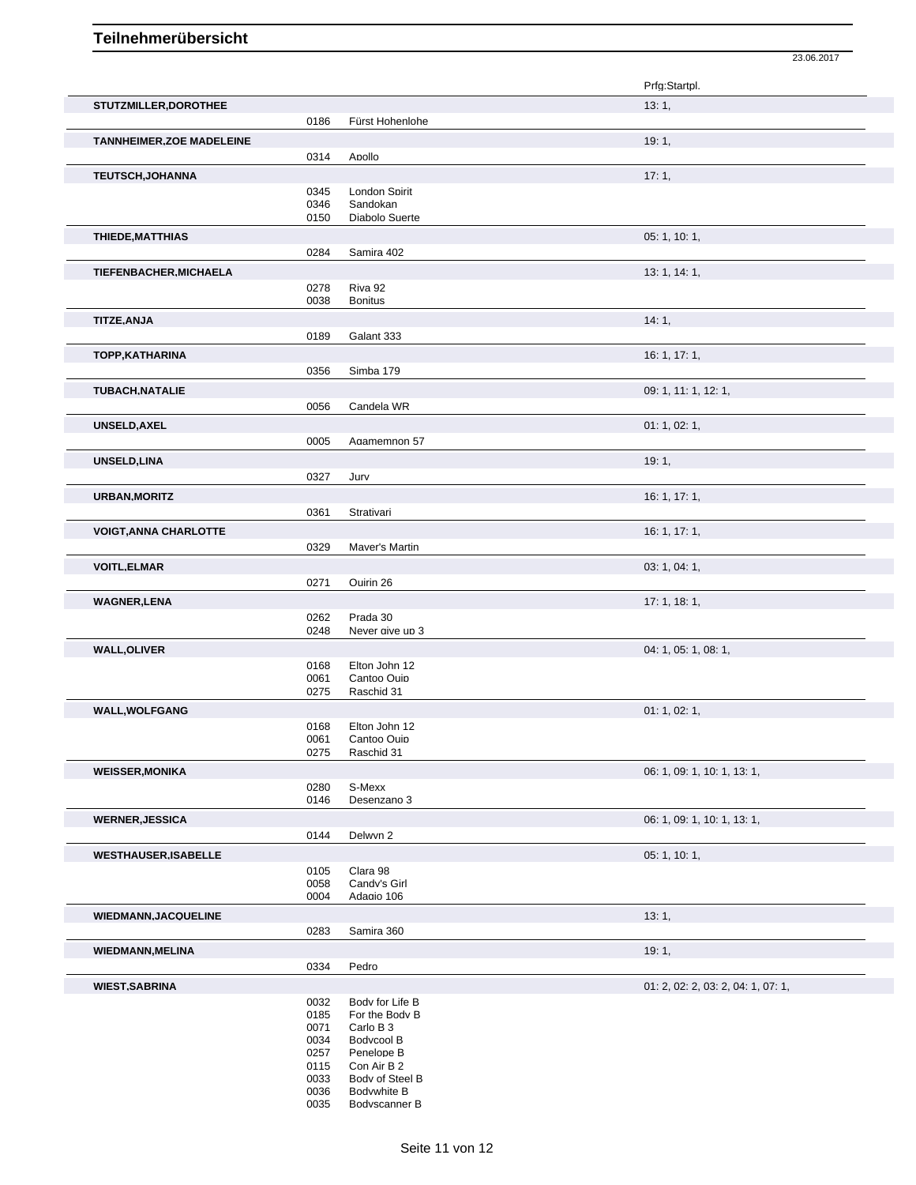# Teilnehmerübersicht

23.06.2017

| | | | Prfg:Startpl. |
|---|---|---|---|
| **STUTZMILLER,DOROTHEE** | | | 13: 1, |
| | 0186 | Fürst Hohenlohe | |
| **TANNHEIMER,ZOE MADELEINE** | | | 19: 1, |
| | 0314 | Apollo | |
| **TEUTSCH,JOHANNA** | | | 17: 1, |
| | 0345 | London Spirit | |
| | 0346 | Sandokan | |
| | 0150 | Diabolo Suerte | |
| **THIEDE,MATTHIAS** | | | 05: 1, 10: 1, |
| | 0284 | Samira 402 | |
| **TIEFENBACHER,MICHAELA** | | | 13: 1, 14: 1, |
| | 0278 | Riva 92 | |
| | 0038 | Bonitus | |
| **TITZE,ANJA** | | | 14: 1, |
| | 0189 | Galant 333 | |
| **TOPP,KATHARINA** | | | 16: 1, 17: 1, |
| | 0356 | Simba 179 | |
| **TUBACH,NATALIE** | | | 09: 1, 11: 1, 12: 1, |
| | 0056 | Candela WR | |
| **UNSELD,AXEL** | | | 01: 1, 02: 1, |
| | 0005 | Agamemnon 57 | |
| **UNSELD,LINA** | | | 19: 1, |
| | 0327 | Jury | |
| **URBAN,MORITZ** | | | 16: 1, 17: 1, |
| | 0361 | Strativari | |
| **VOIGT,ANNA CHARLOTTE** | | | 16: 1, 17: 1, |
| | 0329 | Mayer's Martin | |
| **VOITL,ELMAR** | | | 03: 1, 04: 1, |
| | 0271 | Quirin 26 | |
| **WAGNER,LENA** | | | 17: 1, 18: 1, |
| | 0262 | Prada 30 | |
| | 0248 | Never give up 3 | |
| **WALL,OLIVER** | | | 04: 1, 05: 1, 08: 1, |
| | 0168 | Elton John 12 | |
| | 0061 | Cantoo Quip | |
| | 0275 | Raschid 31 | |
| **WALL,WOLFGANG** | | | 01: 1, 02: 1, |
| | 0168 | Elton John 12 | |
| | 0061 | Cantoo Quip | |
| | 0275 | Raschid 31 | |
| **WEISSER,MONIKA** | | | 06: 1, 09: 1, 10: 1, 13: 1, |
| | 0280 | S-Mexx | |
| | 0146 | Desenzano 3 | |
| **WERNER,JESSICA** | | | 06: 1, 09: 1, 10: 1, 13: 1, |
| | 0144 | Delwyn 2 | |
| **WESTHAUSER,ISABELLE** | | | 05: 1, 10: 1, |
| | 0105 | Clara 98 | |
| | 0058 | Candy's Girl | |
| | 0004 | Adagio 106 | |
| **WIEDMANN,JACQUELINE** | | | 13: 1, |
| | 0283 | Samira 360 | |
| **WIEDMANN,MELINA** | | | 19: 1, |
| | 0334 | Pedro | |
| **WIEST,SABRINA** | | | 01: 2, 02: 2, 03: 2, 04: 1, 07: 1, |
| | 0032 | Body for Life B | |
| | 0185 | For the Body B | |
| | 0071 | Carlo B 3 | |
| | 0034 | Bodycool B | |
| | 0257 | Penelope B | |
| | 0115 | Con Air B 2 | |
| | 0033 | Body of Steel B | |
| | 0036 | Bodywhite B | |
| | 0035 | Bodyscanner B | |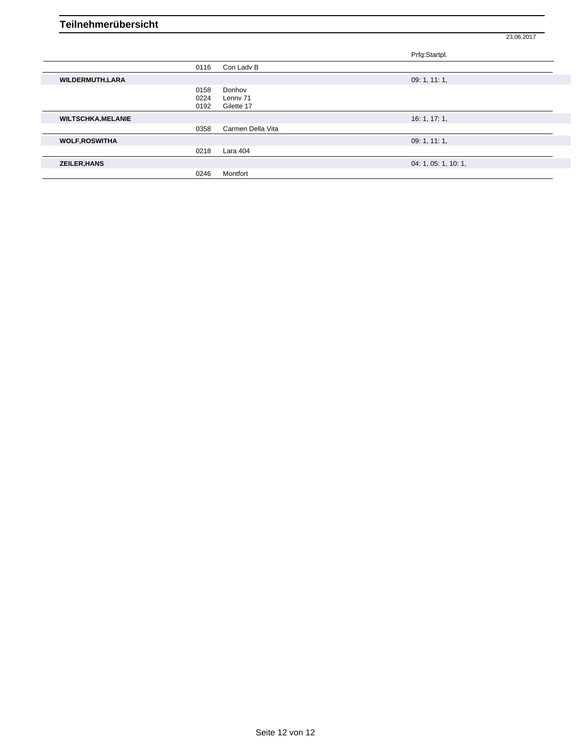## Teilnehmerübersicht

23.06.2017

| | | | Prfg:Startpl. |
|---|---|---|---|
| | 0116 | Con Lady B | |
| **WILDERMUTH,LARA** | | | 09: 1, 11: 1, |
| | 0158 | Donhoy | |
| | 0224 | Lenny 71 | |
| | 0192 | Gilette 17 | |
| **WILTSCHKA,MELANIE** | | | 16: 1, 17: 1, |
| | 0358 | Carmen Della Vita | |
| **WOLF,ROSWITHA** | | | 09: 1, 11: 1, |
| | 0218 | Lara 404 | |
| **ZEILER,HANS** | | | 04: 1, 05: 1, 10: 1, |
| | 0246 | Montfort | |